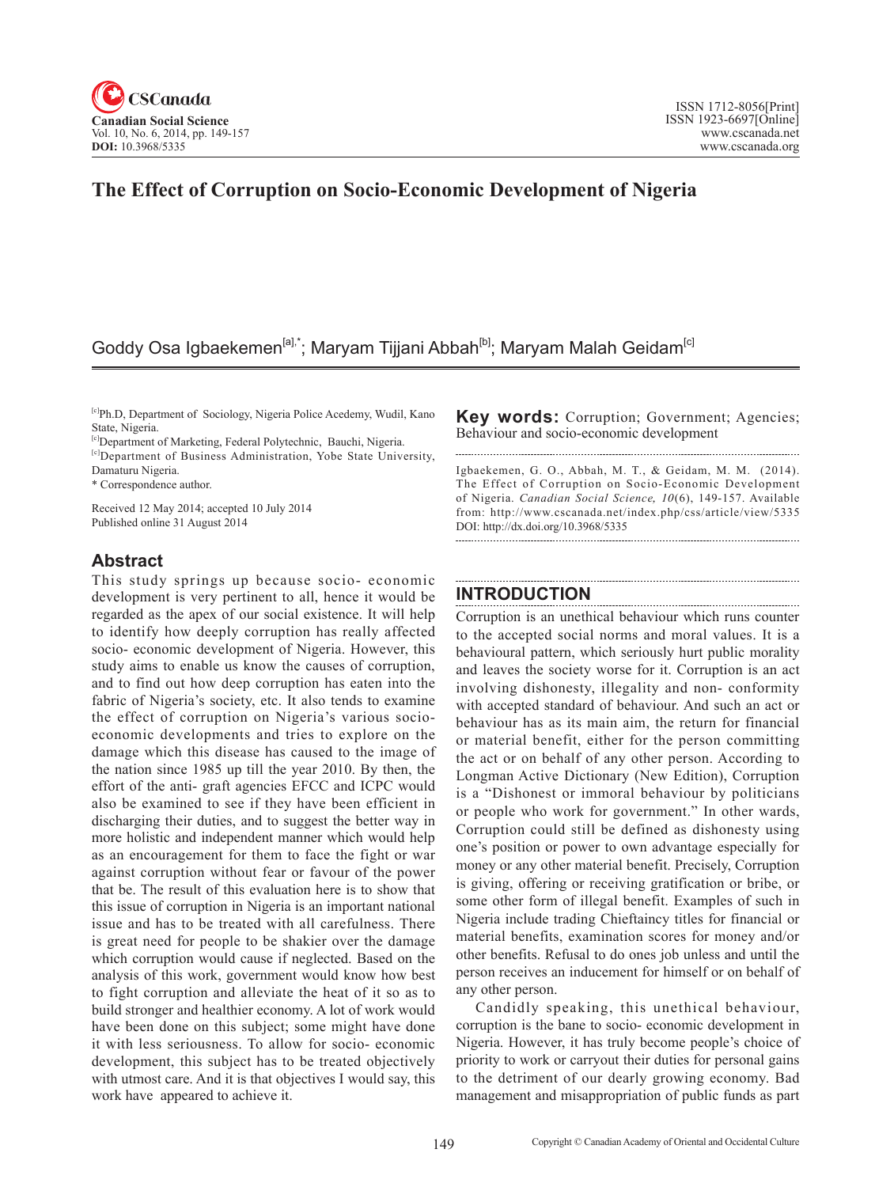# The Effect of Corruption on Socio-Economic Development of Nigeria

Goddy Osa Igbaekemen[a],*; Maryam Tijjani Abbah[b]; Maryam Malah Geidam[c]

[c]Ph.D, Department of Sociology, Nigeria Police Acedemy, Wudil, Kano State, Nigeria.
[c]Department of Marketing, Federal Polytechnic, Bauchi, Nigeria.
[c]Department of Business Administration, Yobe State University, Damaturu Nigeria.
* Correspondence author.

Received 12 May 2014; accepted 10 July 2014
Published online 31 August 2014

## Abstract

This study springs up because socio- economic development is very pertinent to all, hence it would be regarded as the apex of our social existence. It will help to identify how deeply corruption has really affected socio- economic development of Nigeria. However, this study aims to enable us know the causes of corruption, and to find out how deep corruption has eaten into the fabric of Nigeria's society, etc. It also tends to examine the effect of corruption on Nigeria's various socio-economic developments and tries to explore on the damage which this disease has caused to the image of the nation since 1985 up till the year 2010. By then, the effort of the anti- graft agencies EFCC and ICPC would also be examined to see if they have been efficient in discharging their duties, and to suggest the better way in more holistic and independent manner which would help as an encouragement for them to face the fight or war against corruption without fear or favour of the power that be. The result of this evaluation here is to show that this issue of corruption in Nigeria is an important national issue and has to be treated with all carefulness. There is great need for people to be shakier over the damage which corruption would cause if neglected. Based on the analysis of this work, government would know how best to fight corruption and alleviate the heat of it so as to build stronger and healthier economy. A lot of work would have been done on this subject; some might have done it with less seriousness. To allow for socio- economic development, this subject has to be treated objectively with utmost care. And it is that objectives I would say, this work have appeared to achieve it.

**Key words:** Corruption; Government; Agencies; Behaviour and socio-economic development

Igbaekemen, G. O., Abbah, M. T., & Geidam, M. M. (2014). The Effect of Corruption on Socio-Economic Development of Nigeria. *Canadian Social Science, 10*(6), 149-157. Available from: http://www.cscanada.net/index.php/css/article/view/5335
DOI: http://dx.doi.org/10.3968/5335

## INTRODUCTION

Corruption is an unethical behaviour which runs counter to the accepted social norms and moral values. It is a behavioural pattern, which seriously hurt public morality and leaves the society worse for it. Corruption is an act involving dishonesty, illegality and non- conformity with accepted standard of behaviour. And such an act or behaviour has as its main aim, the return for financial or material benefit, either for the person committing the act or on behalf of any other person. According to Longman Active Dictionary (New Edition), Corruption is a "Dishonest or immoral behaviour by politicians or people who work for government." In other wards, Corruption could still be defined as dishonesty using one's position or power to own advantage especially for money or any other material benefit. Precisely, Corruption is giving, offering or receiving gratification or bribe, or some other form of illegal benefit. Examples of such in Nigeria include trading Chieftaincy titles for financial or material benefits, examination scores for money and/or other benefits. Refusal to do ones job unless and until the person receives an inducement for himself or on behalf of any other person.

Candidly speaking, this unethical behaviour, corruption is the bane to socio- economic development in Nigeria. However, it has truly become people's choice of priority to work or carryout their duties for personal gains to the detriment of our dearly growing economy. Bad management and misappropriation of public funds as part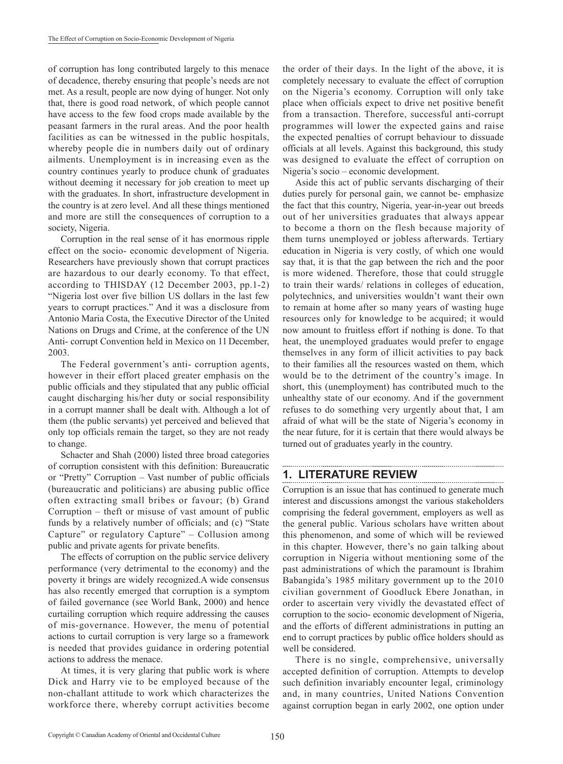of corruption has long contributed largely to this menace of decadence, thereby ensuring that people's needs are not met. As a result, people are now dying of hunger. Not only that, there is good road network, of which people cannot have access to the few food crops made available by the peasant farmers in the rural areas. And the poor health facilities as can be witnessed in the public hospitals, whereby people die in numbers daily out of ordinary ailments. Unemployment is in increasing even as the country continues yearly to produce chunk of graduates without deeming it necessary for job creation to meet up with the graduates. In short, infrastructure development in the country is at zero level. And all these things mentioned and more are still the consequences of corruption to a society, Nigeria.

Corruption in the real sense of it has enormous ripple effect on the socio- economic development of Nigeria. Researchers have previously shown that corrupt practices are hazardous to our dearly economy. To that effect, according to THISDAY (12 December 2003, pp.1-2) "Nigeria lost over five billion US dollars in the last few years to corrupt practices." And it was a disclosure from Antonio Maria Costa, the Executive Director of the United Nations on Drugs and Crime, at the conference of the UN Anti- corrupt Convention held in Mexico on 11 December, 2003.

The Federal government's anti- corruption agents, however in their effort placed greater emphasis on the public officials and they stipulated that any public official caught discharging his/her duty or social responsibility in a corrupt manner shall be dealt with. Although a lot of them (the public servants) yet perceived and believed that only top officials remain the target, so they are not ready to change.

Schacter and Shah (2000) listed three broad categories of corruption consistent with this definition: Bureaucratic or "Pretty" Corruption – Vast number of public officials (bureaucratic and politicians) are abusing public office often extracting small bribes or favour; (b) Grand Corruption – theft or misuse of vast amount of public funds by a relatively number of officials; and (c) "State Capture" or regulatory Capture" – Collusion among public and private agents for private benefits.

The effects of corruption on the public service delivery performance (very detrimental to the economy) and the poverty it brings are widely recognized.A wide consensus has also recently emerged that corruption is a symptom of failed governance (see World Bank, 2000) and hence curtailing corruption which require addressing the causes of mis-governance. However, the menu of potential actions to curtail corruption is very large so a framework is needed that provides guidance in ordering potential actions to address the menace.

At times, it is very glaring that public work is where Dick and Harry vie to be employed because of the non-challant attitude to work which characterizes the workforce there, whereby corrupt activities become the order of their days. In the light of the above, it is completely necessary to evaluate the effect of corruption on the Nigeria's economy. Corruption will only take place when officials expect to drive net positive benefit from a transaction. Therefore, successful anti-corrupt programmes will lower the expected gains and raise the expected penalties of corrupt behaviour to dissuade officials at all levels. Against this background, this study was designed to evaluate the effect of corruption on Nigeria's socio – economic development.

Aside this act of public servants discharging of their duties purely for personal gain, we cannot be- emphasize the fact that this country, Nigeria, year-in-year out breeds out of her universities graduates that always appear to become a thorn on the flesh because majority of them turns unemployed or jobless afterwards. Tertiary education in Nigeria is very costly, of which one would say that, it is that the gap between the rich and the poor is more widened. Therefore, those that could struggle to train their wards/ relations in colleges of education, polytechnics, and universities wouldn't want their own to remain at home after so many years of wasting huge resources only for knowledge to be acquired; it would now amount to fruitless effort if nothing is done. To that heat, the unemployed graduates would prefer to engage themselves in any form of illicit activities to pay back to their families all the resources wasted on them, which would be to the detriment of the country's image. In short, this (unemployment) has contributed much to the unhealthy state of our economy. And if the government refuses to do something very urgently about that, I am afraid of what will be the state of Nigeria's economy in the near future, for it is certain that there would always be turned out of graduates yearly in the country.

## 1. LITERATURE REVIEW

Corruption is an issue that has continued to generate much interest and discussions amongst the various stakeholders comprising the federal government, employers as well as the general public. Various scholars have written about this phenomenon, and some of which will be reviewed in this chapter. However, there's no gain talking about corruption in Nigeria without mentioning some of the past administrations of which the paramount is Ibrahim Babangida's 1985 military government up to the 2010 civilian government of Goodluck Ebere Jonathan, in order to ascertain very vividly the devastated effect of corruption to the socio- economic development of Nigeria, and the efforts of different administrations in putting an end to corrupt practices by public office holders should as well be considered.

There is no single, comprehensive, universally accepted definition of corruption. Attempts to develop such definition invariably encounter legal, criminology and, in many countries, United Nations Convention against corruption began in early 2002, one option under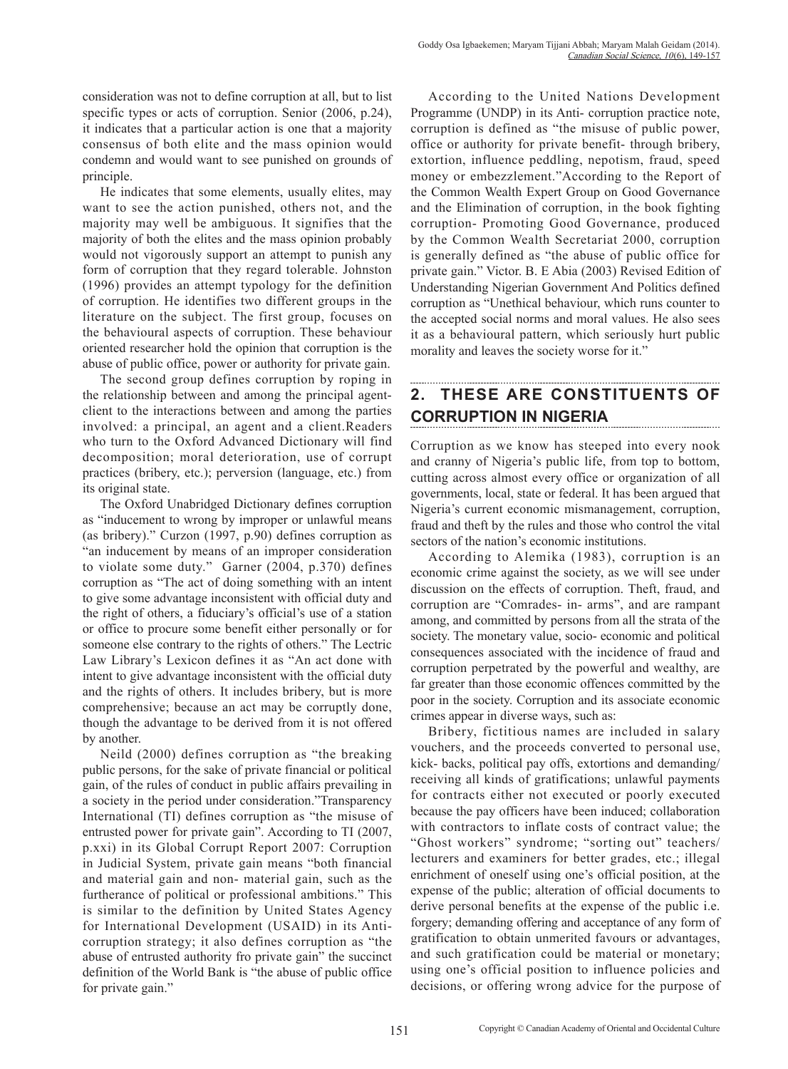consideration was not to define corruption at all, but to list specific types or acts of corruption. Senior (2006, p.24), it indicates that a particular action is one that a majority consensus of both elite and the mass opinion would condemn and would want to see punished on grounds of principle.

He indicates that some elements, usually elites, may want to see the action punished, others not, and the majority may well be ambiguous. It signifies that the majority of both the elites and the mass opinion probably would not vigorously support an attempt to punish any form of corruption that they regard tolerable. Johnston (1996) provides an attempt typology for the definition of corruption. He identifies two different groups in the literature on the subject. The first group, focuses on the behavioural aspects of corruption. These behaviour oriented researcher hold the opinion that corruption is the abuse of public office, power or authority for private gain.

The second group defines corruption by roping in the relationship between and among the principal agent-client to the interactions between and among the parties involved: a principal, an agent and a client.Readers who turn to the Oxford Advanced Dictionary will find decomposition; moral deterioration, use of corrupt practices (bribery, etc.); perversion (language, etc.) from its original state.

The Oxford Unabridged Dictionary defines corruption as "inducement to wrong by improper or unlawful means (as bribery)." Curzon (1997, p.90) defines corruption as "an inducement by means of an improper consideration to violate some duty." Garner (2004, p.370) defines corruption as "The act of doing something with an intent to give some advantage inconsistent with official duty and the right of others, a fiduciary's official's use of a station or office to procure some benefit either personally or for someone else contrary to the rights of others." The Lectric Law Library's Lexicon defines it as "An act done with intent to give advantage inconsistent with the official duty and the rights of others. It includes bribery, but is more comprehensive; because an act may be corruptly done, though the advantage to be derived from it is not offered by another.

Neild (2000) defines corruption as "the breaking public persons, for the sake of private financial or political gain, of the rules of conduct in public affairs prevailing in a society in the period under consideration."Transparency International (TI) defines corruption as "the misuse of entrusted power for private gain". According to TI (2007, p.xxi) in its Global Corrupt Report 2007: Corruption in Judicial System, private gain means "both financial and material gain and non- material gain, such as the furtherance of political or professional ambitions." This is similar to the definition by United States Agency for International Development (USAID) in its Anti-corruption strategy; it also defines corruption as "the abuse of entrusted authority fro private gain" the succinct definition of the World Bank is "the abuse of public office for private gain."

According to the United Nations Development Programme (UNDP) in its Anti- corruption practice note, corruption is defined as "the misuse of public power, office or authority for private benefit- through bribery, extortion, influence peddling, nepotism, fraud, speed money or embezzlement."According to the Report of the Common Wealth Expert Group on Good Governance and the Elimination of corruption, in the book fighting corruption- Promoting Good Governance, produced by the Common Wealth Secretariat 2000, corruption is generally defined as "the abuse of public office for private gain." Victor. B. E Abia (2003) Revised Edition of Understanding Nigerian Government And Politics defined corruption as "Unethical behaviour, which runs counter to the accepted social norms and moral values. He also sees it as a behavioural pattern, which seriously hurt public morality and leaves the society worse for it."

## 2. THESE ARE CONSTITUENTS OF CORRUPTION IN NIGERIA

Corruption as we know has steeped into every nook and cranny of Nigeria's public life, from top to bottom, cutting across almost every office or organization of all governments, local, state or federal. It has been argued that Nigeria's current economic mismanagement, corruption, fraud and theft by the rules and those who control the vital sectors of the nation's economic institutions.

According to Alemika (1983), corruption is an economic crime against the society, as we will see under discussion on the effects of corruption. Theft, fraud, and corruption are "Comrades- in- arms", and are rampant among, and committed by persons from all the strata of the society. The monetary value, socio- economic and political consequences associated with the incidence of fraud and corruption perpetrated by the powerful and wealthy, are far greater than those economic offences committed by the poor in the society. Corruption and its associate economic crimes appear in diverse ways, such as:

Bribery, fictitious names are included in salary vouchers, and the proceeds converted to personal use, kick- backs, political pay offs, extortions and demanding/receiving all kinds of gratifications; unlawful payments for contracts either not executed or poorly executed because the pay officers have been induced; collaboration with contractors to inflate costs of contract value; the "Ghost workers" syndrome; "sorting out" teachers/lecturers and examiners for better grades, etc.; illegal enrichment of oneself using one's official position, at the expense of the public; alteration of official documents to derive personal benefits at the expense of the public i.e. forgery; demanding offering and acceptance of any form of gratification to obtain unmerited favours or advantages, and such gratification could be material or monetary; using one's official position to influence policies and decisions, or offering wrong advice for the purpose of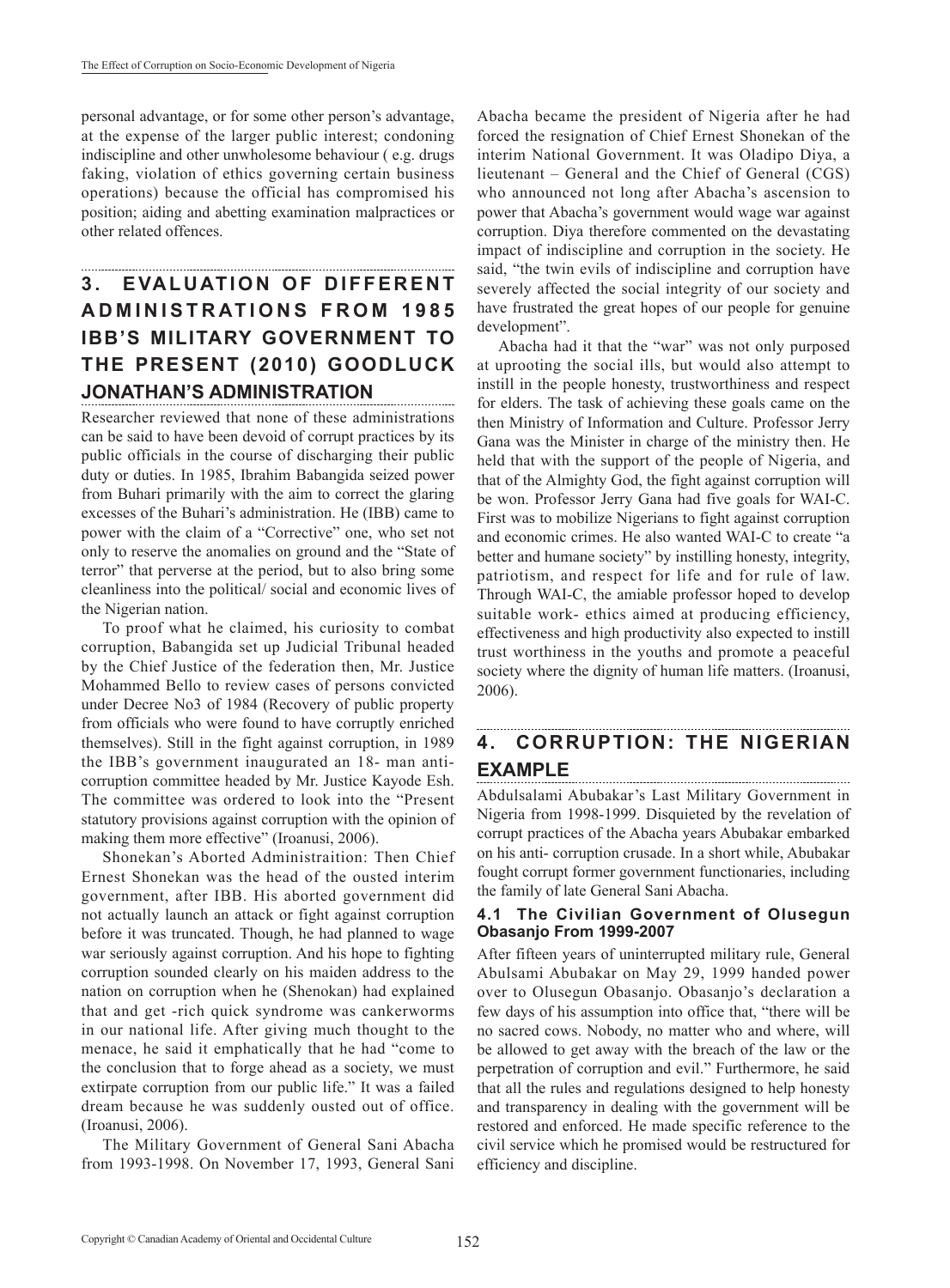personal advantage, or for some other person's advantage, at the expense of the larger public interest; condoning indiscipline and other unwholesome behaviour ( e.g. drugs faking, violation of ethics governing certain business operations) because the official has compromised his position; aiding and abetting examination malpractices or other related offences.

## 3. EVALUATION OF DIFFERENT ADMINISTRATIONS FROM 1985 IBB'S MILITARY GOVERNMENT TO THE PRESENT (2010) GOODLUCK JONATHAN'S ADMINISTRATION

Researcher reviewed that none of these administrations can be said to have been devoid of corrupt practices by its public officials in the course of discharging their public duty or duties. In 1985, Ibrahim Babangida seized power from Buhari primarily with the aim to correct the glaring excesses of the Buhari's administration. He (IBB) came to power with the claim of a "Corrective" one, who set not only to reserve the anomalies on ground and the "State of terror" that perverse at the period, but to also bring some cleanliness into the political/ social and economic lives of the Nigerian nation.

To proof what he claimed, his curiosity to combat corruption, Babangida set up Judicial Tribunal headed by the Chief Justice of the federation then, Mr. Justice Mohammed Bello to review cases of persons convicted under Decree No3 of 1984 (Recovery of public property from officials who were found to have corruptly enriched themselves). Still in the fight against corruption, in 1989 the IBB's government inaugurated an 18- man anti-corruption committee headed by Mr. Justice Kayode Esh. The committee was ordered to look into the "Present statutory provisions against corruption with the opinion of making them more effective" (Iroanusi, 2006).

Shonekan's Aborted Administraition: Then Chief Ernest Shonekan was the head of the ousted interim government, after IBB. His aborted government did not actually launch an attack or fight against corruption before it was truncated. Though, he had planned to wage war seriously against corruption. And his hope to fighting corruption sounded clearly on his maiden address to the nation on corruption when he (Shenokan) had explained that and get -rich quick syndrome was cankerworms in our national life. After giving much thought to the menace, he said it emphatically that he had "come to the conclusion that to forge ahead as a society, we must extirpate corruption from our public life." It was a failed dream because he was suddenly ousted out of office. (Iroanusi, 2006).

The Military Government of General Sani Abacha from 1993-1998. On November 17, 1993, General Sani Abacha became the president of Nigeria after he had forced the resignation of Chief Ernest Shonekan of the interim National Government. It was Oladipo Diya, a lieutenant – General and the Chief of General (CGS) who announced not long after Abacha's ascension to power that Abacha's government would wage war against corruption. Diya therefore commented on the devastating impact of indiscipline and corruption in the society. He said, "the twin evils of indiscipline and corruption have severely affected the social integrity of our society and have frustrated the great hopes of our people for genuine development".

Abacha had it that the "war" was not only purposed at uprooting the social ills, but would also attempt to instill in the people honesty, trustworthiness and respect for elders. The task of achieving these goals came on the then Ministry of Information and Culture. Professor Jerry Gana was the Minister in charge of the ministry then. He held that with the support of the people of Nigeria, and that of the Almighty God, the fight against corruption will be won. Professor Jerry Gana had five goals for WAI-C. First was to mobilize Nigerians to fight against corruption and economic crimes. He also wanted WAI-C to create "a better and humane society" by instilling honesty, integrity, patriotism, and respect for life and for rule of law. Through WAI-C, the amiable professor hoped to develop suitable work- ethics aimed at producing efficiency, effectiveness and high productivity also expected to instill trust worthiness in the youths and promote a peaceful society where the dignity of human life matters. (Iroanusi, 2006).

## 4. CORRUPTION: THE NIGERIAN EXAMPLE

Abdulsalami Abubakar's Last Military Government in Nigeria from 1998-1999. Disquieted by the revelation of corrupt practices of the Abacha years Abubakar embarked on his anti- corruption crusade. In a short while, Abubakar fought corrupt former government functionaries, including the family of late General Sani Abacha.

### 4.1 The Civilian Government of Olusegun Obasanjo From 1999-2007

After fifteen years of uninterrupted military rule, General Abulsami Abubakar on May 29, 1999 handed power over to Olusegun Obasanjo. Obasanjo's declaration a few days of his assumption into office that, "there will be no sacred cows. Nobody, no matter who and where, will be allowed to get away with the breach of the law or the perpetration of corruption and evil." Furthermore, he said that all the rules and regulations designed to help honesty and transparency in dealing with the government will be restored and enforced. He made specific reference to the civil service which he promised would be restructured for efficiency and discipline.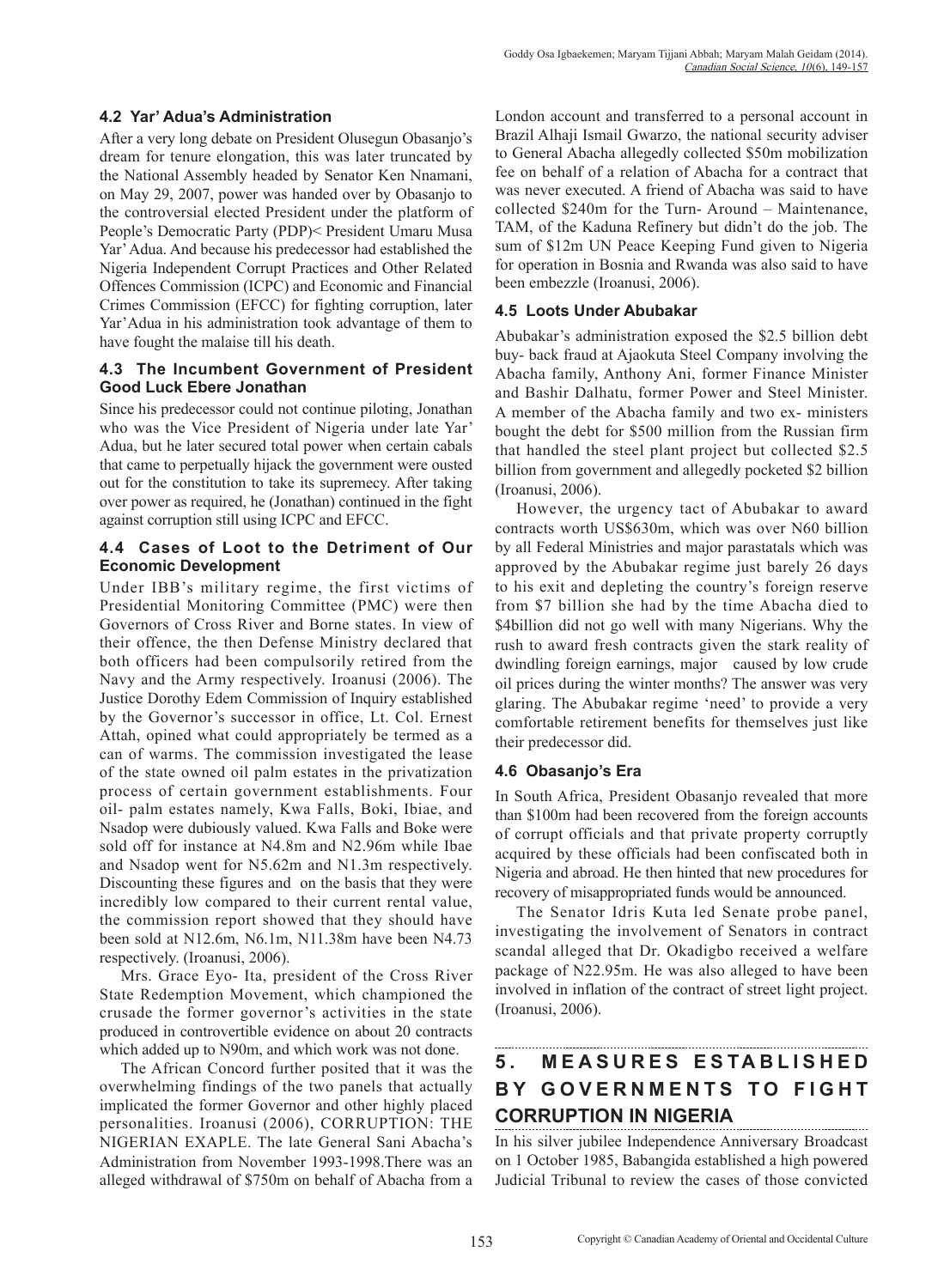### 4.2 Yar' Adua's Administration

After a very long debate on President Olusegun Obasanjo's dream for tenure elongation, this was later truncated by the National Assembly headed by Senator Ken Nnamani, on May 29, 2007, power was handed over by Obasanjo to the controversial elected President under the platform of People's Democratic Party (PDP)< President Umaru Musa Yar' Adua. And because his predecessor had established the Nigeria Independent Corrupt Practices and Other Related Offences Commission (ICPC) and Economic and Financial Crimes Commission (EFCC) for fighting corruption, later Yar'Adua in his administration took advantage of them to have fought the malaise till his death.

### 4.3 The Incumbent Government of President Good Luck Ebere Jonathan

Since his predecessor could not continue piloting, Jonathan who was the Vice President of Nigeria under late Yar' Adua, but he later secured total power when certain cabals that came to perpetually hijack the government were ousted out for the constitution to take its supremecy. After taking over power as required, he (Jonathan) continued in the fight against corruption still using ICPC and EFCC.

### 4.4 Cases of Loot to the Detriment of Our Economic Development

Under IBB's military regime, the first victims of Presidential Monitoring Committee (PMC) were then Governors of Cross River and Borne states. In view of their offence, the then Defense Ministry declared that both officers had been compulsorily retired from the Navy and the Army respectively. Iroanusi (2006). The Justice Dorothy Edem Commission of Inquiry established by the Governor's successor in office, Lt. Col. Ernest Attah, opined what could appropriately be termed as a can of warms. The commission investigated the lease of the state owned oil palm estates in the privatization process of certain government establishments. Four oil- palm estates namely, Kwa Falls, Boki, Ibiae, and Nsadop were dubiously valued. Kwa Falls and Boke were sold off for instance at N4.8m and N2.96m while Ibae and Nsadop went for N5.62m and N1.3m respectively. Discounting these figures and on the basis that they were incredibly low compared to their current rental value, the commission report showed that they should have been sold at N12.6m, N6.1m, N11.38m have been N4.73 respectively. (Iroanusi, 2006).

Mrs. Grace Eyo- Ita, president of the Cross River State Redemption Movement, which championed the crusade the former governor's activities in the state produced in controvertible evidence on about 20 contracts which added up to N90m, and which work was not done.

The African Concord further posited that it was the overwhelming findings of the two panels that actually implicated the former Governor and other highly placed personalities. Iroanusi (2006), CORRUPTION: THE NIGERIAN EXAPLE. The late General Sani Abacha's Administration from November 1993-1998.There was an alleged withdrawal of $750m on behalf of Abacha from a London account and transferred to a personal account in Brazil Alhaji Ismail Gwarzo, the national security adviser to General Abacha allegedly collected $50m mobilization fee on behalf of a relation of Abacha for a contract that was never executed. A friend of Abacha was said to have collected $240m for the Turn- Around – Maintenance, TAM, of the Kaduna Refinery but didn't do the job. The sum of $12m UN Peace Keeping Fund given to Nigeria for operation in Bosnia and Rwanda was also said to have been embezzle (Iroanusi, 2006).

### 4.5 Loots Under Abubakar

Abubakar's administration exposed the $2.5 billion debt buy- back fraud at Ajaokuta Steel Company involving the Abacha family, Anthony Ani, former Finance Minister and Bashir Dalhatu, former Power and Steel Minister. A member of the Abacha family and two ex- ministers bought the debt for $500 million from the Russian firm that handled the steel plant project but collected $2.5 billion from government and allegedly pocketed $2 billion (Iroanusi, 2006).

However, the urgency tact of Abubakar to award contracts worth US$630m, which was over N60 billion by all Federal Ministries and major parastatals which was approved by the Abubakar regime just barely 26 days to his exit and depleting the country's foreign reserve from $7 billion she had by the time Abacha died to $4billion did not go well with many Nigerians. Why the rush to award fresh contracts given the stark reality of dwindling foreign earnings, major caused by low crude oil prices during the winter months? The answer was very glaring. The Abubakar regime 'need' to provide a very comfortable retirement benefits for themselves just like their predecessor did.

### 4.6 Obasanjo's Era

In South Africa, President Obasanjo revealed that more than $100m had been recovered from the foreign accounts of corrupt officials and that private property corruptly acquired by these officials had been confiscated both in Nigeria and abroad. He then hinted that new procedures for recovery of misappropriated funds would be announced.

The Senator Idris Kuta led Senate probe panel, investigating the involvement of Senators in contract scandal alleged that Dr. Okadigbo received a welfare package of N22.95m. He was also alleged to have been involved in inflation of the contract of street light project. (Iroanusi, 2006).

## 5. MEASURES ESTABLISHED BY GOVERNMENTS TO FIGHT CORRUPTION IN NIGERIA

In his silver jubilee Independence Anniversary Broadcast on 1 October 1985, Babangida established a high powered Judicial Tribunal to review the cases of those convicted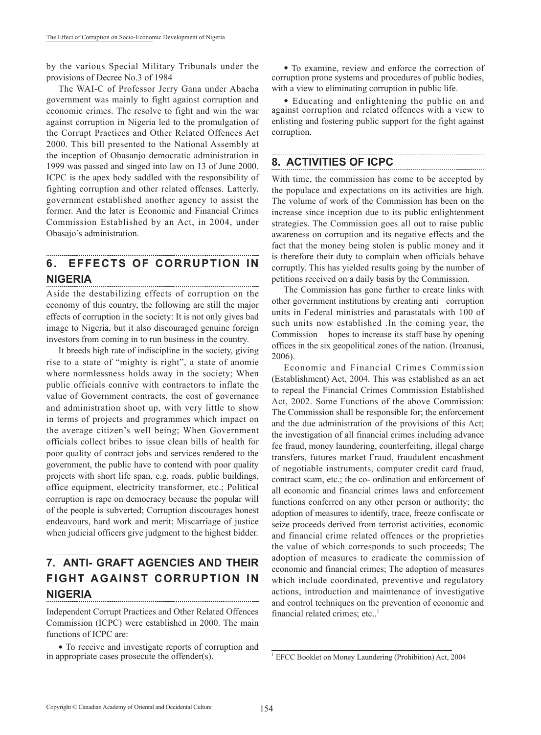by the various Special Military Tribunals under the provisions of Decree No.3 of 1984

The WAI-C of Professor Jerry Gana under Abacha government was mainly to fight against corruption and economic crimes. The resolve to fight and win the war against corruption in Nigeria led to the promulgation of the Corrupt Practices and Other Related Offences Act 2000. This bill presented to the National Assembly at the inception of Obasanjo democratic administration in 1999 was passed and singed into law on 13 of June 2000. ICPC is the apex body saddled with the responsibility of fighting corruption and other related offenses. Latterly, government established another agency to assist the former. And the later is Economic and Financial Crimes Commission Established by an Act, in 2004, under Obasajo's administration.

## 6. EFFECTS OF CORRUPTION IN NIGERIA

Aside the destabilizing effects of corruption on the economy of this country, the following are still the major effects of corruption in the society: It is not only gives bad image to Nigeria, but it also discouraged genuine foreign investors from coming in to run business in the country.

It breeds high rate of indiscipline in the society, giving rise to a state of "mighty is right", a state of anomie where normlessness holds away in the society; When public officials connive with contractors to inflate the value of Government contracts, the cost of governance and administration shoot up, with very little to show in terms of projects and programmes which impact on the average citizen's well being; When Government officials collect bribes to issue clean bills of health for poor quality of contract jobs and services rendered to the government, the public have to contend with poor quality projects with short life span, e.g. roads, public buildings, office equipment, electricity transformer, etc.; Political corruption is rape on democracy because the popular will of the people is subverted; Corruption discourages honest endeavours, hard work and merit; Miscarriage of justice when judicial officers give judgment to the highest bidder.

## 7. ANTI- GRAFT AGENCIES AND THEIR FIGHT AGAINST CORRUPTION IN NIGERIA

Independent Corrupt Practices and Other Related Offences Commission (ICPC) were established in 2000. The main functions of ICPC are:

- To receive and investigate reports of corruption and in appropriate cases prosecute the offender(s).
- To examine, review and enforce the correction of corruption prone systems and procedures of public bodies, with a view to eliminating corruption in public life.
- Educating and enlightening the public on and against corruption and related offences with a view to enlisting and fostering public support for the fight against corruption.

## 8. ACTIVITIES OF ICPC

With time, the commission has come to be accepted by the populace and expectations on its activities are high. The volume of work of the Commission has been on the increase since inception due to its public enlightenment strategies. The Commission goes all out to raise public awareness on corruption and its negative effects and the fact that the money being stolen is public money and it is therefore their duty to complain when officials behave corruptly. This has yielded results going by the number of petitions received on a daily basis by the Commission.

The Commission has gone further to create links with other government institutions by creating anti corruption units in Federal ministries and parastatals with 100 of such units now established .In the coming year, the Commission hopes to increase its staff base by opening offices in the six geopolitical zones of the nation. (Iroanusi, 2006).

Economic and Financial Crimes Commission (Establishment) Act, 2004. This was established as an act to repeal the Financial Crimes Commission Established Act, 2002. Some Functions of the above Commission: The Commission shall be responsible for; the enforcement and the due administration of the provisions of this Act; the investigation of all financial crimes including advance fee fraud, money laundering, counterfeiting, illegal charge transfers, futures market Fraud, fraudulent encashment of negotiable instruments, computer credit card fraud, contract scam, etc.; the co- ordination and enforcement of all economic and financial crimes laws and enforcement functions conferred on any other person or authority; the adoption of measures to identify, trace, freeze confiscate or seize proceeds derived from terrorist activities, economic and financial crime related offences or the proprieties the value of which corresponds to such proceeds; The adoption of measures to eradicate the commission of economic and financial crimes; The adoption of measures which include coordinated, preventive and regulatory actions, introduction and maintenance of investigative and control techniques on the prevention of economic and financial related crimes; etc..[1]

[1] EFCC Booklet on Money Laundering (Prohibition) Act, 2004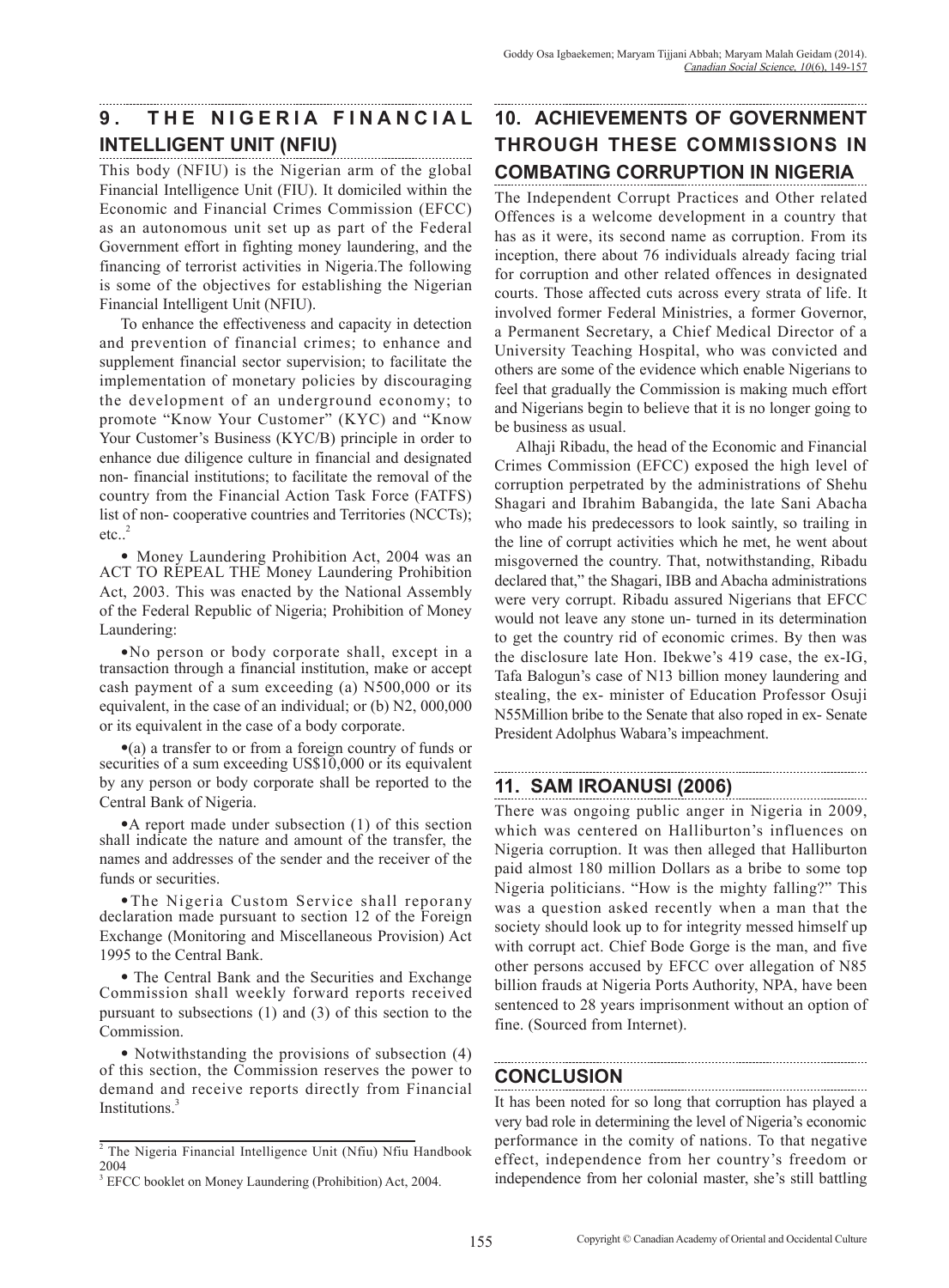## 9. THE NIGERIA FINANCIAL INTELLIGENT UNIT (NFIU)

This body (NFIU) is the Nigerian arm of the global Financial Intelligence Unit (FIU). It domiciled within the Economic and Financial Crimes Commission (EFCC) as an autonomous unit set up as part of the Federal Government effort in fighting money laundering, and the financing of terrorist activities in Nigeria.The following is some of the objectives for establishing the Nigerian Financial Intelligent Unit (NFIU).

To enhance the effectiveness and capacity in detection and prevention of financial crimes; to enhance and supplement financial sector supervision; to facilitate the implementation of monetary policies by discouraging the development of an underground economy; to promote "Know Your Customer" (KYC) and "Know Your Customer's Business (KYC/B) principle in order to enhance due diligence culture in financial and designated non- financial institutions; to facilitate the removal of the country from the Financial Action Task Force (FATFS) list of non- cooperative countries and Territories (NCCTs); etc..[2]

- Money Laundering Prohibition Act, 2004 was an ACT TO REPEAL THE Money Laundering Prohibition Act, 2003. This was enacted by the National Assembly of the Federal Republic of Nigeria; Prohibition of Money Laundering:
- No person or body corporate shall, except in a transaction through a financial institution, make or accept cash payment of a sum exceeding (a) N500,000 or its equivalent, in the case of an individual; or (b) N2, 000,000 or its equivalent in the case of a body corporate.
- (a) a transfer to or from a foreign country of funds or securities of a sum exceeding US$10,000 or its equivalent by any person or body corporate shall be reported to the Central Bank of Nigeria.
- A report made under subsection (1) of this section shall indicate the nature and amount of the transfer, the names and addresses of the sender and the receiver of the funds or securities.
- The Nigeria Custom Service shall reporany declaration made pursuant to section 12 of the Foreign Exchange (Monitoring and Miscellaneous Provision) Act 1995 to the Central Bank.
- The Central Bank and the Securities and Exchange Commission shall weekly forward reports received pursuant to subsections (1) and (3) of this section to the Commission.
- Notwithstanding the provisions of subsection (4) of this section, the Commission reserves the power to demand and receive reports directly from Financial Institutions.[3]

[2] The Nigeria Financial Intelligence Unit (Nfiu) Nfiu Handbook 2004

[3] EFCC booklet on Money Laundering (Prohibition) Act, 2004.

## 10. ACHIEVEMENTS OF GOVERNMENT THROUGH THESE COMMISSIONS IN COMBATING CORRUPTION IN NIGERIA

The Independent Corrupt Practices and Other related Offences is a welcome development in a country that has as it were, its second name as corruption. From its inception, there about 76 individuals already facing trial for corruption and other related offences in designated courts. Those affected cuts across every strata of life. It involved former Federal Ministries, a former Governor, a Permanent Secretary, a Chief Medical Director of a University Teaching Hospital, who was convicted and others are some of the evidence which enable Nigerians to feel that gradually the Commission is making much effort and Nigerians begin to believe that it is no longer going to be business as usual.

Alhaji Ribadu, the head of the Economic and Financial Crimes Commission (EFCC) exposed the high level of corruption perpetrated by the administrations of Shehu Shagari and Ibrahim Babangida, the late Sani Abacha who made his predecessors to look saintly, so trailing in the line of corrupt activities which he met, he went about misgoverned the country. That, notwithstanding, Ribadu declared that," the Shagari, IBB and Abacha administrations were very corrupt. Ribadu assured Nigerians that EFCC would not leave any stone un- turned in its determination to get the country rid of economic crimes. By then was the disclosure late Hon. Ibekwe's 419 case, the ex-IG, Tafa Balogun's case of N13 billion money laundering and stealing, the ex- minister of Education Professor Osuji N55Million bribe to the Senate that also roped in ex- Senate President Adolphus Wabara's impeachment.

## 11. SAM IROANUSI (2006)

There was ongoing public anger in Nigeria in 2009, which was centered on Halliburton's influences on Nigeria corruption. It was then alleged that Halliburton paid almost 180 million Dollars as a bribe to some top Nigeria politicians. "How is the mighty falling?" This was a question asked recently when a man that the society should look up to for integrity messed himself up with corrupt act. Chief Bode Gorge is the man, and five other persons accused by EFCC over allegation of N85 billion frauds at Nigeria Ports Authority, NPA, have been sentenced to 28 years imprisonment without an option of fine. (Sourced from Internet).

## CONCLUSION

It has been noted for so long that corruption has played a very bad role in determining the level of Nigeria's economic performance in the comity of nations. To that negative effect, independence from her country's freedom or independence from her colonial master, she's still battling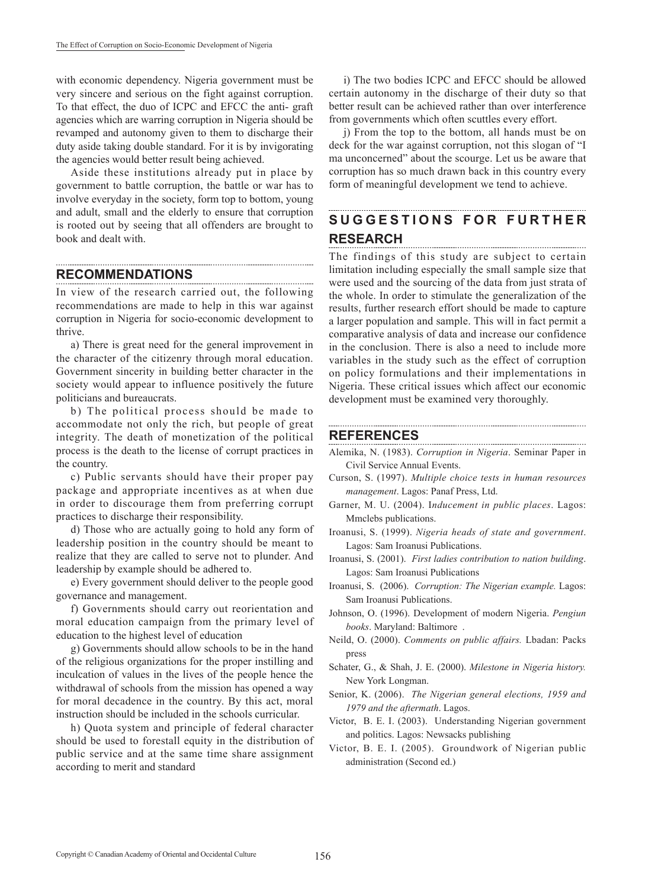with economic dependency. Nigeria government must be very sincere and serious on the fight against corruption. To that effect, the duo of ICPC and EFCC the anti- graft agencies which are warring corruption in Nigeria should be revamped and autonomy given to them to discharge their duty aside taking double standard. For it is by invigorating the agencies would better result being achieved.

Aside these institutions already put in place by government to battle corruption, the battle or war has to involve everyday in the society, form top to bottom, young and adult, small and the elderly to ensure that corruption is rooted out by seeing that all offenders are brought to book and dealt with.

## RECOMMENDATIONS

In view of the research carried out, the following recommendations are made to help in this war against corruption in Nigeria for socio-economic development to thrive.

a) There is great need for the general improvement in the character of the citizenry through moral education. Government sincerity in building better character in the society would appear to influence positively the future politicians and bureaucrats.

b) The political process should be made to accommodate not only the rich, but people of great integrity. The death of monetization of the political process is the death to the license of corrupt practices in the country.

c) Public servants should have their proper pay package and appropriate incentives as at when due in order to discourage them from preferring corrupt practices to discharge their responsibility.

d) Those who are actually going to hold any form of leadership position in the country should be meant to realize that they are called to serve not to plunder. And leadership by example should be adhered to.

e) Every government should deliver to the people good governance and management.

f) Governments should carry out reorientation and moral education campaign from the primary level of education to the highest level of education

g) Governments should allow schools to be in the hand of the religious organizations for the proper instilling and inculcation of values in the lives of the people hence the withdrawal of schools from the mission has opened a way for moral decadence in the country. By this act, moral instruction should be included in the schools curricular.

h) Quota system and principle of federal character should be used to forestall equity in the distribution of public service and at the same time share assignment according to merit and standard

i) The two bodies ICPC and EFCC should be allowed certain autonomy in the discharge of their duty so that better result can be achieved rather than over interference from governments which often scuttles every effort.

j) From the top to the bottom, all hands must be on deck for the war against corruption, not this slogan of "I ma unconcerned" about the scourge. Let us be aware that corruption has so much drawn back in this country every form of meaningful development we tend to achieve.

## SUGGESTIONS FOR FURTHER RESEARCH

The findings of this study are subject to certain limitation including especially the small sample size that were used and the sourcing of the data from just strata of the whole. In order to stimulate the generalization of the results, further research effort should be made to capture a larger population and sample. This will in fact permit a comparative analysis of data and increase our confidence in the conclusion. There is also a need to include more variables in the study such as the effect of corruption on policy formulations and their implementations in Nigeria. These critical issues which affect our economic development must be examined very thoroughly.

## REFERENCES

Alemika, N. (1983). *Corruption in Nigeria*. Seminar Paper in Civil Service Annual Events.

Curson, S. (1997). *Multiple choice tests in human resources management*. Lagos: Panaf Press, Ltd.

Garner, M. U. (2004). I*nducement in public places*. Lagos: Mmclebs publications.

Iroanusi, S. (1999). *Nigeria heads of state and government*. Lagos: Sam Iroanusi Publications.

Iroanusi, S. (2001). *First ladies contribution to nation building*. Lagos: Sam Iroanusi Publications

Iroanusi, S. (2006). *Corruption: The Nigerian example.* Lagos: Sam Iroanusi Publications.

Johnson, O. (1996). Development of modern Nigeria. *Pengiun books*. Maryland: Baltimore .

Neild, O. (2000). *Comments on public affairs.* Lbadan: Packs press

Schater, G., & Shah, J. E. (2000). *Milestone in Nigeria history.* New York Longman.

Senior, K. (2006). *The Nigerian general elections, 1959 and 1979 and the aftermath*. Lagos.

Victor, B. E. I. (2003). Understanding Nigerian government and politics. Lagos: Newsacks publishing

Victor, B. E. I. (2005). Groundwork of Nigerian public administration (Second ed.)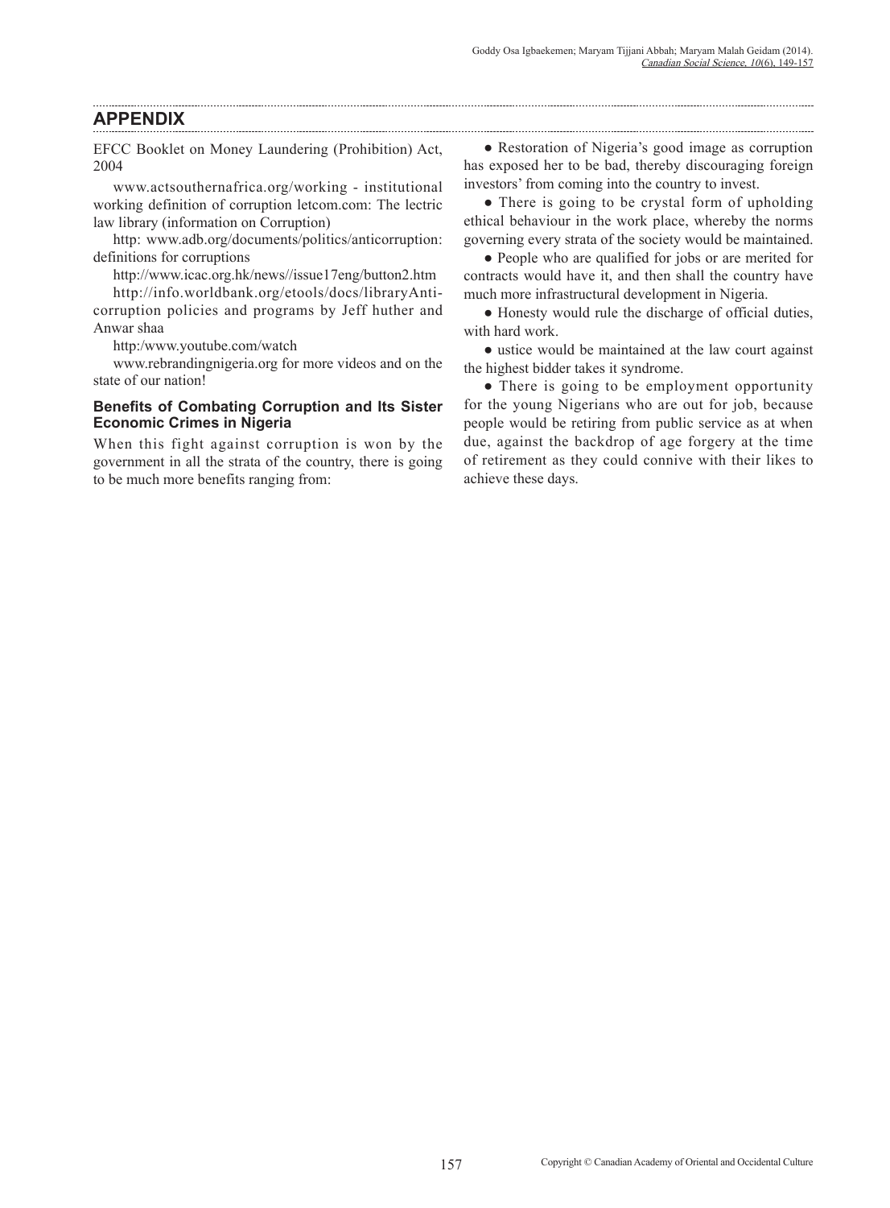## APPENDIX

EFCC Booklet on Money Laundering (Prohibition) Act, 2004

www.actsouthernafrica.org/working - institutional working definition of corruption letcom.com: The lectric law library (information on Corruption)

http: www.adb.org/documents/politics/anticorruption: definitions for corruptions

http://www.icac.org.hk/news//issue17eng/button2.htm

http://info.worldbank.org/etools/docs/libraryAnti-corruption policies and programs by Jeff huther and Anwar shaa

http:/www.youtube.com/watch

www.rebrandingnigeria.org for more videos and on the state of our nation!

### Benefits of Combating Corruption and Its Sister Economic Crimes in Nigeria

When this fight against corruption is won by the government in all the strata of the country, there is going to be much more benefits ranging from:

- Restoration of Nigeria's good image as corruption has exposed her to be bad, thereby discouraging foreign investors' from coming into the country to invest.
- There is going to be crystal form of upholding ethical behaviour in the work place, whereby the norms governing every strata of the society would be maintained.
- People who are qualified for jobs or are merited for contracts would have it, and then shall the country have much more infrastructural development in Nigeria.
- Honesty would rule the discharge of official duties, with hard work.
- ustice would be maintained at the law court against the highest bidder takes it syndrome.
- There is going to be employment opportunity for the young Nigerians who are out for job, because people would be retiring from public service as at when due, against the backdrop of age forgery at the time of retirement as they could connive with their likes to achieve these days.